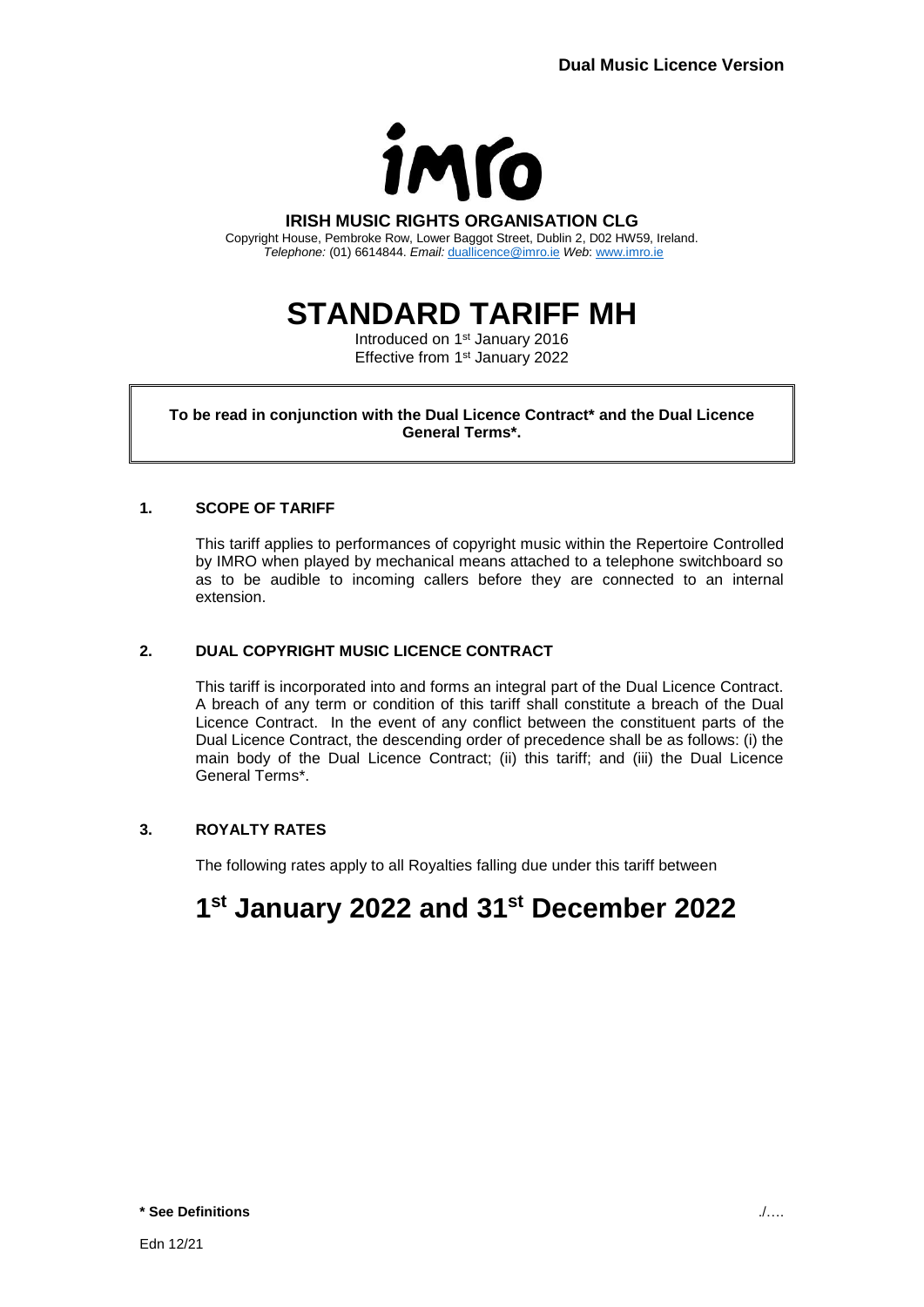**Dual Music Licence Version**

**IRISH MUSIC RIGHTS ORGANISATION CLG**

Copyright House, Pembroke Row, Lower Baggot Street, Dublin 2, D02 HW59, Ireland.
*Telephone:* (01) 6614844. *Email:* duallicence@imro.ie *Web*: www.imro.ie

# STANDARD TARIFF MH

Introduced on 1st January 2016
Effective from 1st January 2022

**To be read in conjunction with the Dual Licence Contract* and the Dual Licence General Terms*.**

## 1. SCOPE OF TARIFF

This tariff applies to performances of copyright music within the Repertoire Controlled by IMRO when played by mechanical means attached to a telephone switchboard so as to be audible to incoming callers before they are connected to an internal extension.

## 2. DUAL COPYRIGHT MUSIC LICENCE CONTRACT

This tariff is incorporated into and forms an integral part of the Dual Licence Contract. A breach of any term or condition of this tariff shall constitute a breach of the Dual Licence Contract. In the event of any conflict between the constituent parts of the Dual Licence Contract, the descending order of precedence shall be as follows: (i) the main body of the Dual Licence Contract; (ii) this tariff; and (iii) the Dual Licence General Terms*.

## 3. ROYALTY RATES

The following rates apply to all Royalties falling due under this tariff between

# 1st January 2022 and 31st December 2022

**\* See Definitions**

./….

Edn 12/21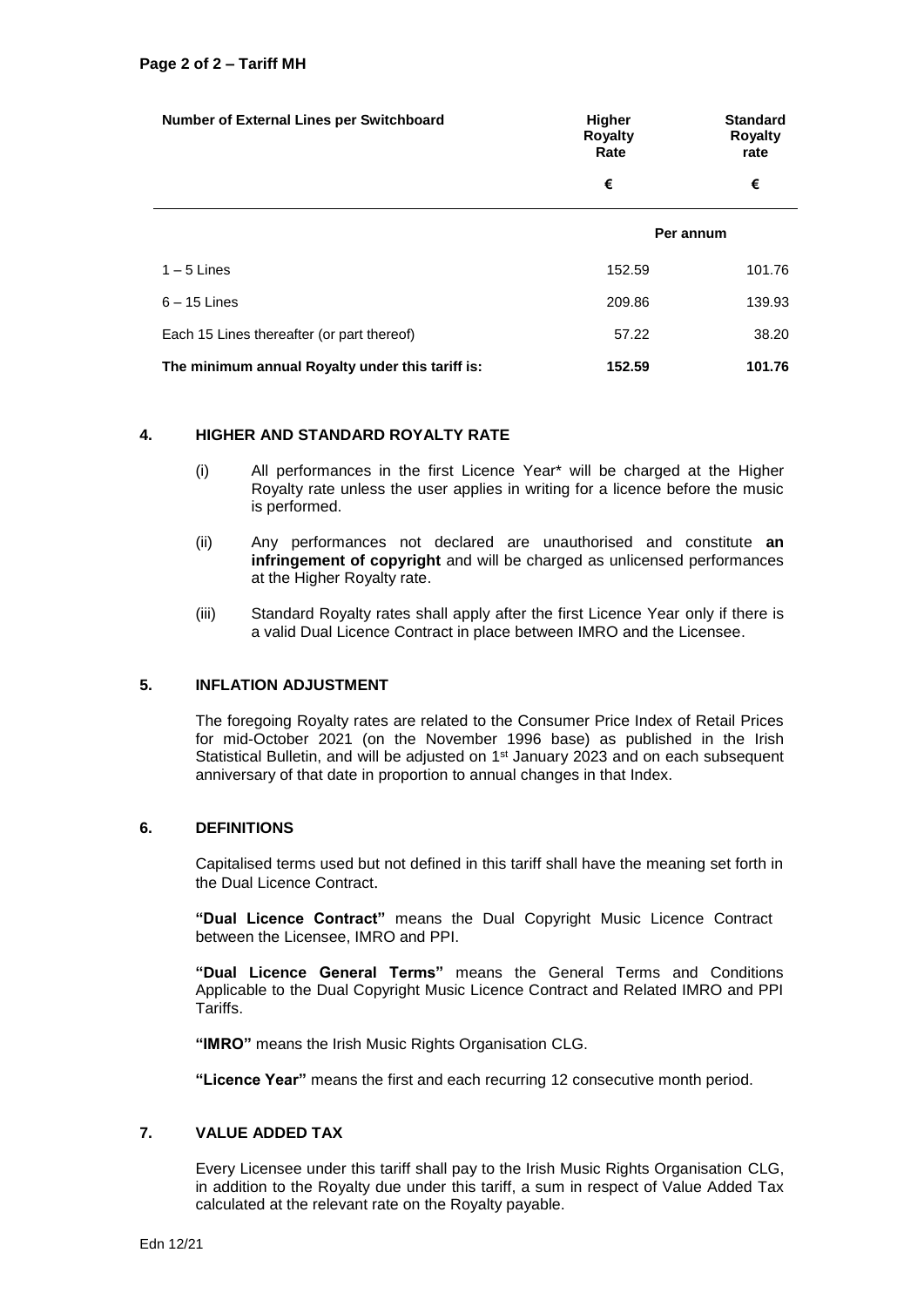| Number of External Lines per Switchboard | Higher Royalty Rate | Standard Royalty rate |
|---|---|---|
| | € | € |
| | Per annum | |
| 1 – 5 Lines | 152.59 | 101.76 |
| 6 – 15 Lines | 209.86 | 139.93 |
| Each 15 Lines thereafter (or part thereof) | 57.22 | 38.20 |
| **The minimum annual Royalty under this tariff is:** | **152.59** | **101.76** |

## 4. HIGHER AND STANDARD ROYALTY RATE

(i) All performances in the first Licence Year* will be charged at the Higher Royalty rate unless the user applies in writing for a licence before the music is performed.

(ii) Any performances not declared are unauthorised and constitute **an infringement of copyright** and will be charged as unlicensed performances at the Higher Royalty rate.

(iii) Standard Royalty rates shall apply after the first Licence Year only if there is a valid Dual Licence Contract in place between IMRO and the Licensee.

## 5. INFLATION ADJUSTMENT

The foregoing Royalty rates are related to the Consumer Price Index of Retail Prices for mid-October 2021 (on the November 1996 base) as published in the Irish Statistical Bulletin, and will be adjusted on 1st January 2023 and on each subsequent anniversary of that date in proportion to annual changes in that Index.

## 6. DEFINITIONS

Capitalised terms used but not defined in this tariff shall have the meaning set forth in the Dual Licence Contract.

**"Dual Licence Contract"** means the Dual Copyright Music Licence Contract between the Licensee, IMRO and PPI.

**"Dual Licence General Terms"** means the General Terms and Conditions Applicable to the Dual Copyright Music Licence Contract and Related IMRO and PPI Tariffs.

**"IMRO"** means the Irish Music Rights Organisation CLG.

**"Licence Year"** means the first and each recurring 12 consecutive month period.

## 7. VALUE ADDED TAX

Every Licensee under this tariff shall pay to the Irish Music Rights Organisation CLG, in addition to the Royalty due under this tariff, a sum in respect of Value Added Tax calculated at the relevant rate on the Royalty payable.

Edn 12/21